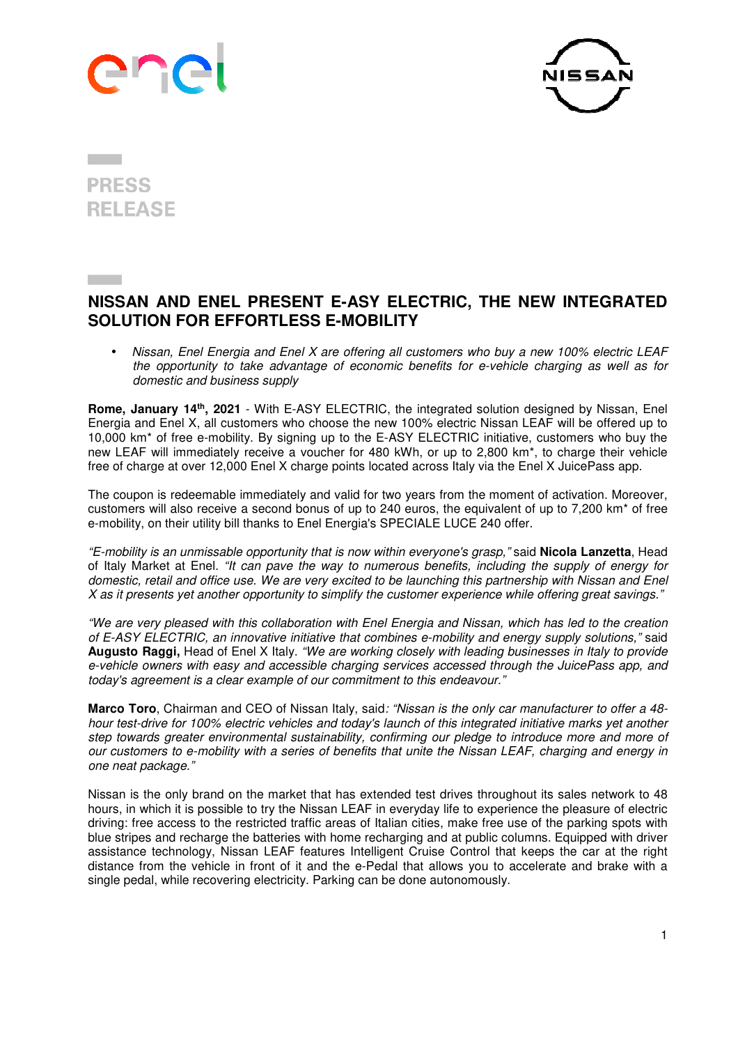PRESS RELEASE

# NISSAN AND ENEL PRESENT E-ASY ELECTRIC, THE NEW INTEGRATED SOLUTION FOR EFFORTLESS E-MOBILITY

- *Nissan, Enel Energia and Enel X are offering all customers who buy a new 100% electric LEAF the opportunity to take advantage of economic benefits for e-vehicle charging as well as for domestic and business supply*

**Rome, January 14th, 2021** - With E-ASY ELECTRIC, the integrated solution designed by Nissan, Enel Energia and Enel X, all customers who choose the new 100% electric Nissan LEAF will be offered up to 10,000 km* of free e-mobility. By signing up to the E-ASY ELECTRIC initiative, customers who buy the new LEAF will immediately receive a voucher for 480 kWh, or up to 2,800 km*, to charge their vehicle free of charge at over 12,000 Enel X charge points located across Italy via the Enel X JuicePass app.

The coupon is redeemable immediately and valid for two years from the moment of activation. Moreover, customers will also receive a second bonus of up to 240 euros, the equivalent of up to 7,200 km* of free e-mobility, on their utility bill thanks to Enel Energia's SPECIALE LUCE 240 offer.

*"E-mobility is an unmissable opportunity that is now within everyone's grasp,"* said **Nicola Lanzetta**, Head of Italy Market at Enel. *"It can pave the way to numerous benefits, including the supply of energy for domestic, retail and office use. We are very excited to be launching this partnership with Nissan and Enel X as it presents yet another opportunity to simplify the customer experience while offering great savings."*

*"We are very pleased with this collaboration with Enel Energia and Nissan, which has led to the creation of E-ASY ELECTRIC, an innovative initiative that combines e-mobility and energy supply solutions,"* said **Augusto Raggi,** Head of Enel X Italy. *"We are working closely with leading businesses in Italy to provide e-vehicle owners with easy and accessible charging services accessed through the JuicePass app, and today's agreement is a clear example of our commitment to this endeavour."*

**Marco Toro**, Chairman and CEO of Nissan Italy, said*: "Nissan is the only car manufacturer to offer a 48-hour test-drive for 100% electric vehicles and today's launch of this integrated initiative marks yet another step towards greater environmental sustainability, confirming our pledge to introduce more and more of our customers to e-mobility with a series of benefits that unite the Nissan LEAF, charging and energy in one neat package."*

Nissan is the only brand on the market that has extended test drives throughout its sales network to 48 hours, in which it is possible to try the Nissan LEAF in everyday life to experience the pleasure of electric driving: free access to the restricted traffic areas of Italian cities, make free use of the parking spots with blue stripes and recharge the batteries with home recharging and at public columns. Equipped with driver assistance technology, Nissan LEAF features Intelligent Cruise Control that keeps the car at the right distance from the vehicle in front of it and the e-Pedal that allows you to accelerate and brake with a single pedal, while recovering electricity. Parking can be done autonomously.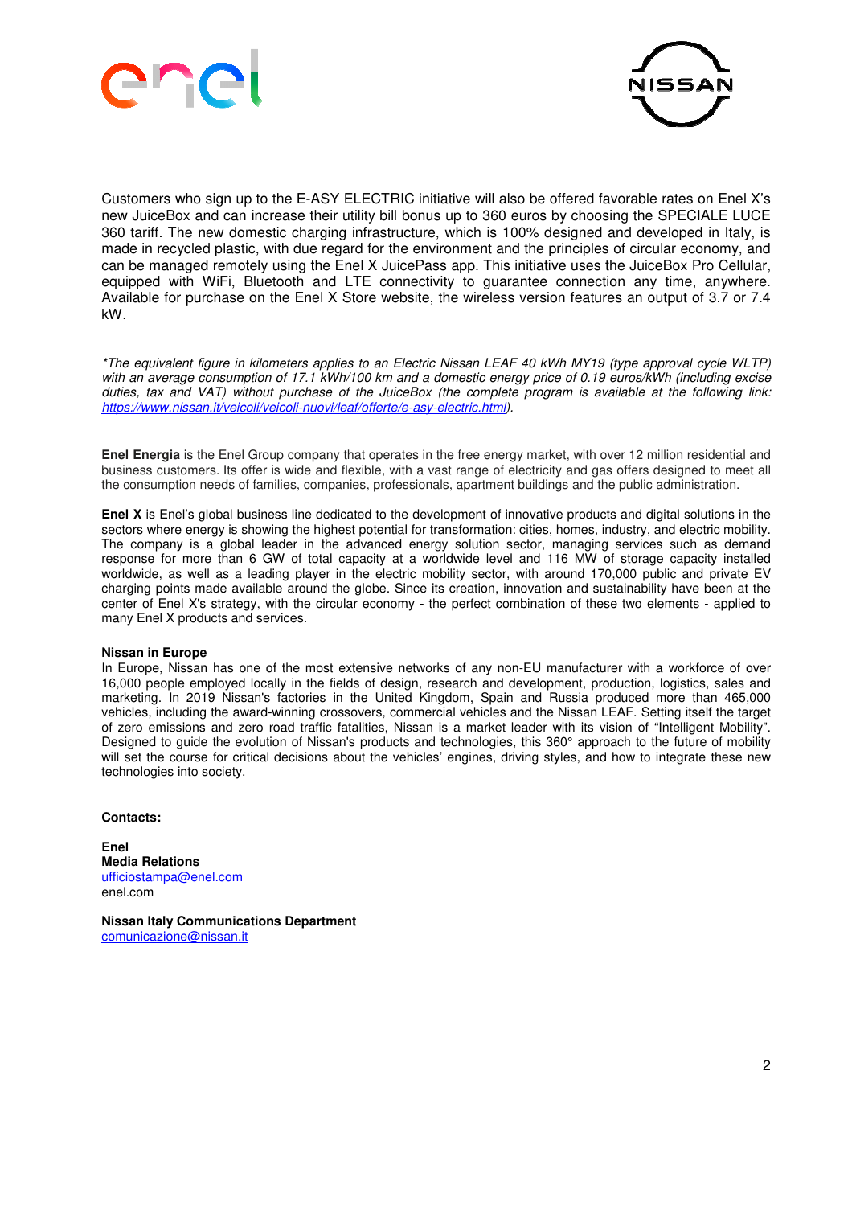Customers who sign up to the E-ASY ELECTRIC initiative will also be offered favorable rates on Enel X's new JuiceBox and can increase their utility bill bonus up to 360 euros by choosing the SPECIALE LUCE 360 tariff. The new domestic charging infrastructure, which is 100% designed and developed in Italy, is made in recycled plastic, with due regard for the environment and the principles of circular economy, and can be managed remotely using the Enel X JuicePass app. This initiative uses the JuiceBox Pro Cellular, equipped with WiFi, Bluetooth and LTE connectivity to guarantee connection any time, anywhere. Available for purchase on the Enel X Store website, the wireless version features an output of 3.7 or 7.4 kW.

*\*The equivalent figure in kilometers applies to an Electric Nissan LEAF 40 kWh MY19 (type approval cycle WLTP) with an average consumption of 17.1 kWh/100 km and a domestic energy price of 0.19 euros/kWh (including excise duties, tax and VAT) without purchase of the JuiceBox (the complete program is available at the following link: [https://www.nissan.it/veicoli/veicoli-nuovi/leaf/offerte/e-asy-electric.html](https://www.nissan.it/veicoli/veicoli-nuovi/leaf/offerte/e-asy-electric.html)).*

**Enel Energia** is the Enel Group company that operates in the free energy market, with over 12 million residential and business customers. Its offer is wide and flexible, with a vast range of electricity and gas offers designed to meet all the consumption needs of families, companies, professionals, apartment buildings and the public administration.

**Enel X** is Enel's global business line dedicated to the development of innovative products and digital solutions in the sectors where energy is showing the highest potential for transformation: cities, homes, industry, and electric mobility. The company is a global leader in the advanced energy solution sector, managing services such as demand response for more than 6 GW of total capacity at a worldwide level and 116 MW of storage capacity installed worldwide, as well as a leading player in the electric mobility sector, with around 170,000 public and private EV charging points made available around the globe. Since its creation, innovation and sustainability have been at the center of Enel X's strategy, with the circular economy - the perfect combination of these two elements - applied to many Enel X products and services.

**Nissan in Europe**
In Europe, Nissan has one of the most extensive networks of any non-EU manufacturer with a workforce of over 16,000 people employed locally in the fields of design, research and development, production, logistics, sales and marketing. In 2019 Nissan's factories in the United Kingdom, Spain and Russia produced more than 465,000 vehicles, including the award-winning crossovers, commercial vehicles and the Nissan LEAF. Setting itself the target of zero emissions and zero road traffic fatalities, Nissan is a market leader with its vision of "Intelligent Mobility". Designed to guide the evolution of Nissan's products and technologies, this 360° approach to the future of mobility will set the course for critical decisions about the vehicles' engines, driving styles, and how to integrate these new technologies into society.

**Contacts:**

**Enel**
**Media Relations**
[ufficiostampa@enel.com](mailto:ufficiostampa@enel.com)
enel.com

**Nissan Italy Communications Department**
[comunicazione@nissan.it](mailto:comunicazione@nissan.it)